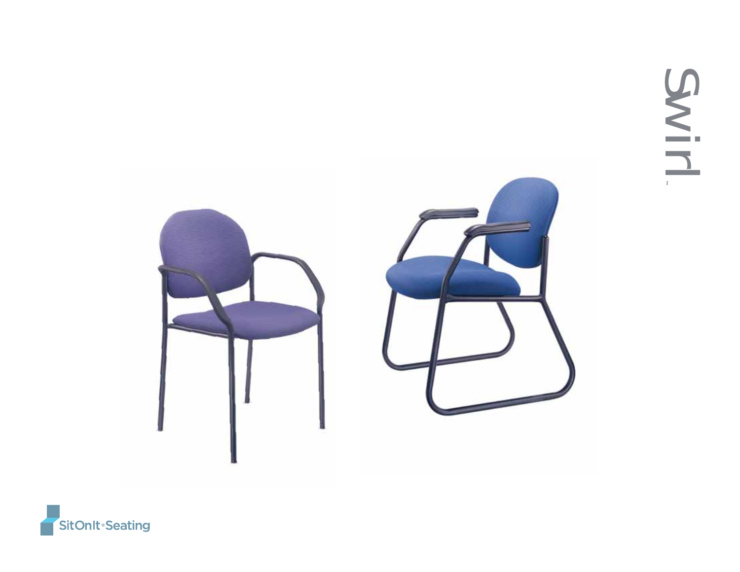# Swirl™

SitOnIt® Seating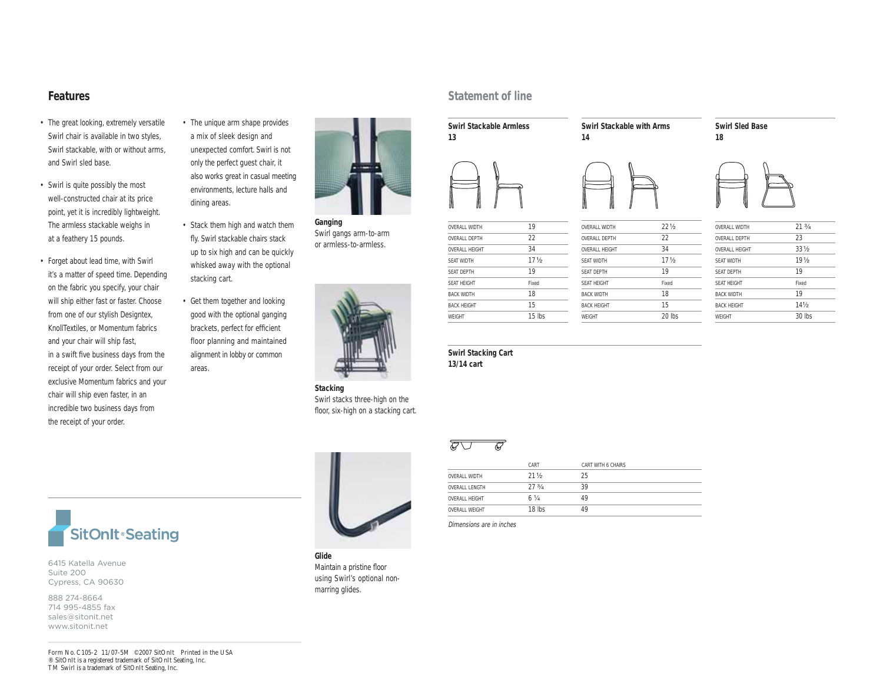## Features

- The great looking, extremely versatile Swirl chair is available in two styles, Swirl stackable, with or without arms, and Swirl sled base.
- Swirl is quite possibly the most well-constructed chair at its price point, yet it is incredibly lightweight. The armless stackable weighs in at a feathery 15 pounds.
- Forget about lead time, with Swirl it's a matter of speed time. Depending on the fabric you specify, your chair will ship either fast or faster. Choose from one of our stylish Designtex, KnollTextiles, or Momentum fabrics and your chair will ship fast, in a swift five business days from the receipt of your order. Select from our exclusive Momentum fabrics and your chair will ship even faster, in an incredible two business days from the receipt of your order.
- The unique arm shape provides a mix of sleek design and unexpected comfort. Swirl is not only the perfect guest chair, it also works great in casual meeting environments, lecture halls and dining areas.
- Stack them high and watch them fly. Swirl stackable chairs stack up to six high and can be quickly whisked away with the optional stacking cart.
- Get them together and looking good with the optional ganging brackets, perfect for efficient floor planning and maintained alignment in lobby or common areas.

**Ganging**
Swirl gangs arm-to-arm or armless-to-armless.

**Stacking**
Swirl stacks three-high on the floor, six-high on a stacking cart.

**Glide**
Maintain a pristine floor using Swirl's optional non-marring glides.

## Statement of line

**Swirl Stackable Armless**
**13**

| | |
|---|---|
| OVERALL WIDTH | 19 |
| OVERALL DEPTH | 22 |
| OVERALL HEIGHT | 34 |
| SEAT WIDTH | 17 ½ |
| SEAT DEPTH | 19 |
| SEAT HEIGHT | Fixed |
| BACK WIDTH | 18 |
| BACK HEIGHT | 15 |
| WEIGHT | 15 lbs |

**Swirl Stackable with Arms**
**14**

| | |
|---|---|
| OVERALL WIDTH | 22 ½ |
| OVERALL DEPTH | 22 |
| OVERALL HEIGHT | 34 |
| SEAT WIDTH | 17 ½ |
| SEAT DEPTH | 19 |
| SEAT HEIGHT | Fixed |
| BACK WIDTH | 18 |
| BACK HEIGHT | 15 |
| WEIGHT | 20 lbs |

**Swirl Sled Base**
**18**

| | |
|---|---|
| OVERALL WIDTH | 21 ¾ |
| OVERALL DEPTH | 23 |
| OVERALL HEIGHT | 33 ½ |
| SEAT WIDTH | 19 ½ |
| SEAT DEPTH | 19 |
| SEAT HEIGHT | Fixed |
| BACK WIDTH | 19 |
| BACK HEIGHT | 14½ |
| WEIGHT | 30 lbs |

**Swirl Stacking Cart**
**13/14 cart**

| | CART | CART WITH 6 CHAIRS |
|---|---|---|
| OVERALL WIDTH | 21 ½ | 25 |
| OVERALL LENGTH | 27 ¾ | 39 |
| OVERALL HEIGHT | 6 ¼ | 49 |
| OVERALL WEIGHT | 18 lbs | 49 |

*Dimensions are in inches*

SitOnIt® Seating

6415 Katella Avenue
Suite 200
Cypress, CA 90630

888 274-8664
714 995-4855 fax
sales@sitonit.net
www.sitonit.net

Form No. C105-2 11/07-5M ©2007 SitOnIt Printed in the USA
® SitOnIt is a registered trademark of SitOnIt Seating, Inc.
TM Swirl is a trademark of SitOnIt Seating, Inc.